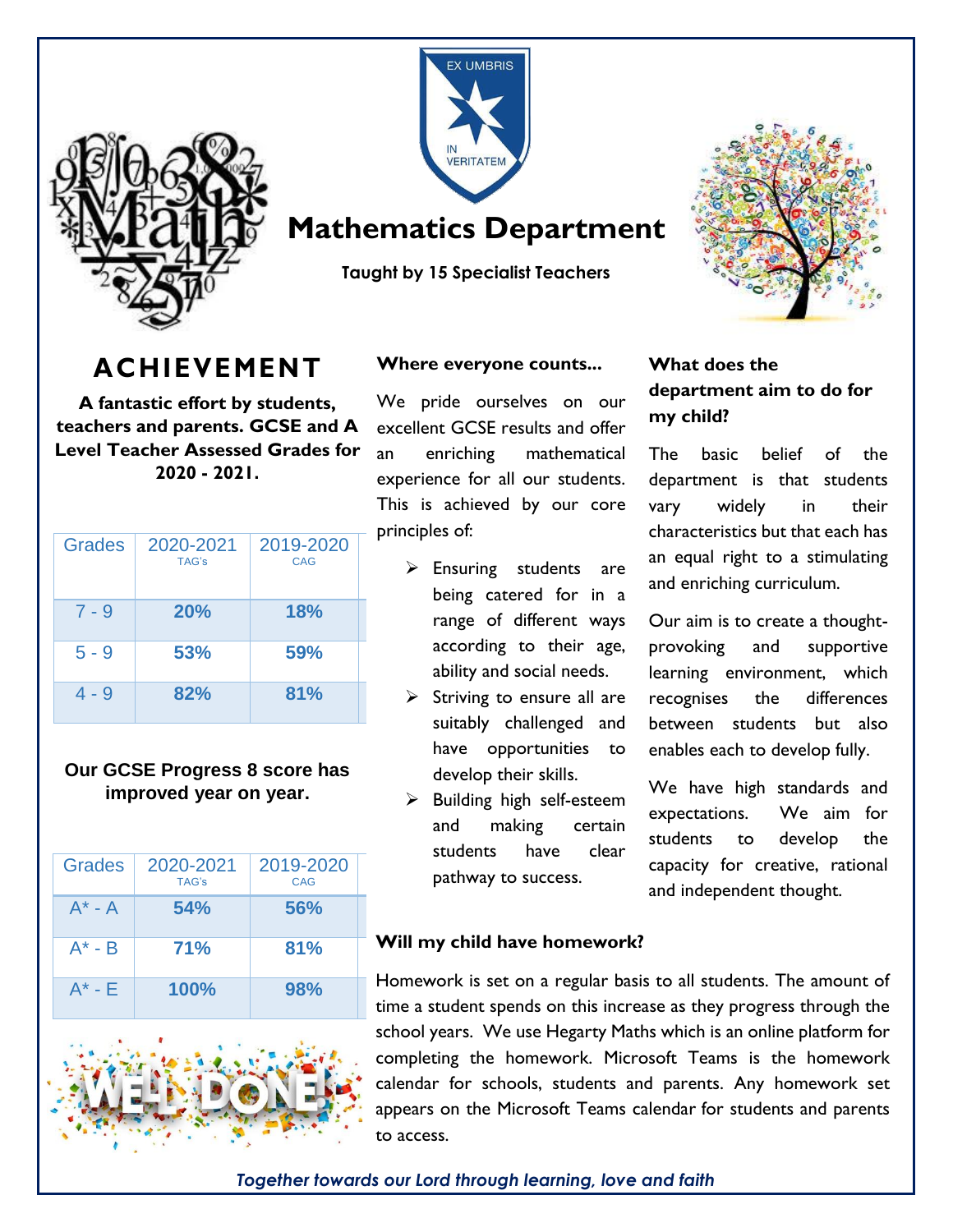# Mathematics Department

**Taught by 15 Specialist Teachers**

## ACHIEVEMENT

**A fantastic effort by students, teachers and parents. GCSE and A Level Teacher Assessed Grades for 2020 - 2021.**

| Grades | 2020-2021 TAG's | 2019-2020 CAG |
|---|---|---|
| 7 - 9 | **20%** | **18%** |
| 5 - 9 | **53%** | **59%** |
| 4 - 9 | **82%** | **81%** |

**Our GCSE Progress 8 score has improved year on year.**

| Grades | 2020-2021 TAG's | 2019-2020 CAG |
|---|---|---|
| A* - A | **54%** | **56%** |
| A* - B | **71%** | **81%** |
| A* - E | **100%** | **98%** |

### Where everyone counts...

We pride ourselves on our excellent GCSE results and offer an enriching mathematical experience for all our students. This is achieved by our core principles of:

- Ensuring students are being catered for in a range of different ways according to their age, ability and social needs.
- Striving to ensure all are suitably challenged and have opportunities to develop their skills.
- Building high self-esteem and making certain students have clear pathway to success.

### What does the department aim to do for my child?

The basic belief of the department is that students vary widely in their characteristics but that each has an equal right to a stimulating and enriching curriculum.

Our aim is to create a thought-provoking and supportive learning environment, which recognises the differences between students but also enables each to develop fully.

We have high standards and expectations. We aim for students to develop the capacity for creative, rational and independent thought.

### Will my child have homework?

Homework is set on a regular basis to all students. The amount of time a student spends on this increase as they progress through the school years. We use Hegarty Maths which is an online platform for completing the homework. Microsoft Teams is the homework calendar for schools, students and parents. Any homework set appears on the Microsoft Teams calendar for students and parents to access.

*Together towards our Lord through learning, love and faith*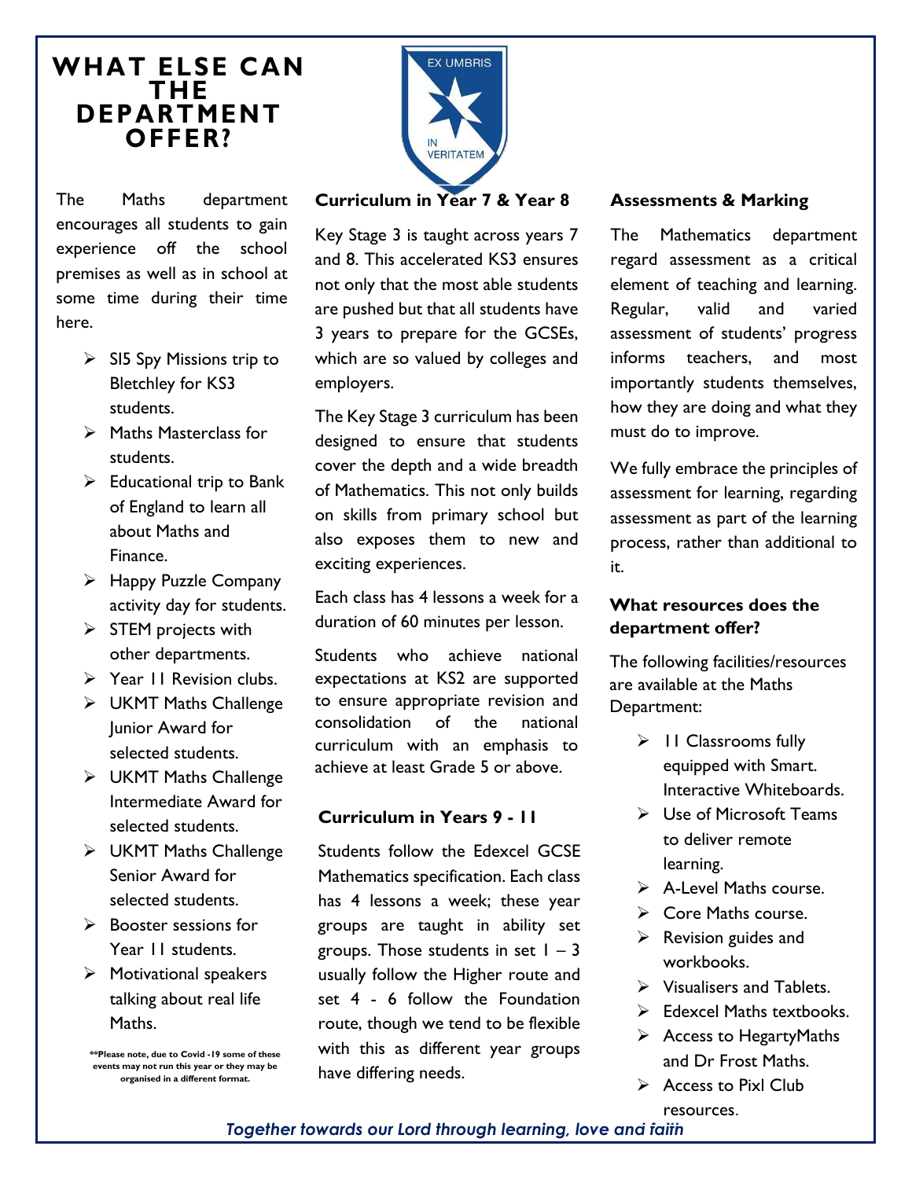# WHAT ELSE CAN THE DEPARTMENT OFFER?

The Maths department encourages all students to gain experience off the school premises as well as in school at some time during their time here.

- SI5 Spy Missions trip to Bletchley for KS3 students.
- Maths Masterclass for students.
- Educational trip to Bank of England to learn all about Maths and Finance.
- Happy Puzzle Company activity day for students.
- STEM projects with other departments.
- Year 11 Revision clubs.
- UKMT Maths Challenge Junior Award for selected students.
- UKMT Maths Challenge Intermediate Award for selected students.
- UKMT Maths Challenge Senior Award for selected students.
- Booster sessions for Year 11 students.
- Motivational speakers talking about real life Maths.

**\*\*Please note, due to Covid -19 some of these events may not run this year or they may be organised in a different format.**

EX UMBRIS IN VERITATEM

## Curriculum in Year 7 & Year 8

Key Stage 3 is taught across years 7 and 8. This accelerated KS3 ensures not only that the most able students are pushed but that all students have 3 years to prepare for the GCSEs, which are so valued by colleges and employers.

The Key Stage 3 curriculum has been designed to ensure that students cover the depth and a wide breadth of Mathematics. This not only builds on skills from primary school but also exposes them to new and exciting experiences.

Each class has 4 lessons a week for a duration of 60 minutes per lesson.

Students who achieve national expectations at KS2 are supported to ensure appropriate revision and consolidation of the national curriculum with an emphasis to achieve at least Grade 5 or above.

## Curriculum in Years 9 - 11

Students follow the Edexcel GCSE Mathematics specification. Each class has 4 lessons a week; these year groups are taught in ability set groups. Those students in set 1 – 3 usually follow the Higher route and set 4 - 6 follow the Foundation route, though we tend to be flexible with this as different year groups have differing needs.

## Assessments & Marking

The Mathematics department regard assessment as a critical element of teaching and learning. Regular, valid and varied assessment of students' progress informs teachers, and most importantly students themselves, how they are doing and what they must do to improve.

We fully embrace the principles of assessment for learning, regarding assessment as part of the learning process, rather than additional to it.

## What resources does the department offer?

The following facilities/resources are available at the Maths Department:

- 11 Classrooms fully equipped with Smart. Interactive Whiteboards.
- Use of Microsoft Teams to deliver remote learning.
- A-Level Maths course.
- Core Maths course.
- Revision guides and workbooks.
- Visualisers and Tablets.
- Edexcel Maths textbooks.
- Access to HegartyMaths and Dr Frost Maths.
- Access to Pixl Club resources.

*Together towards our Lord through learning, love and faith*